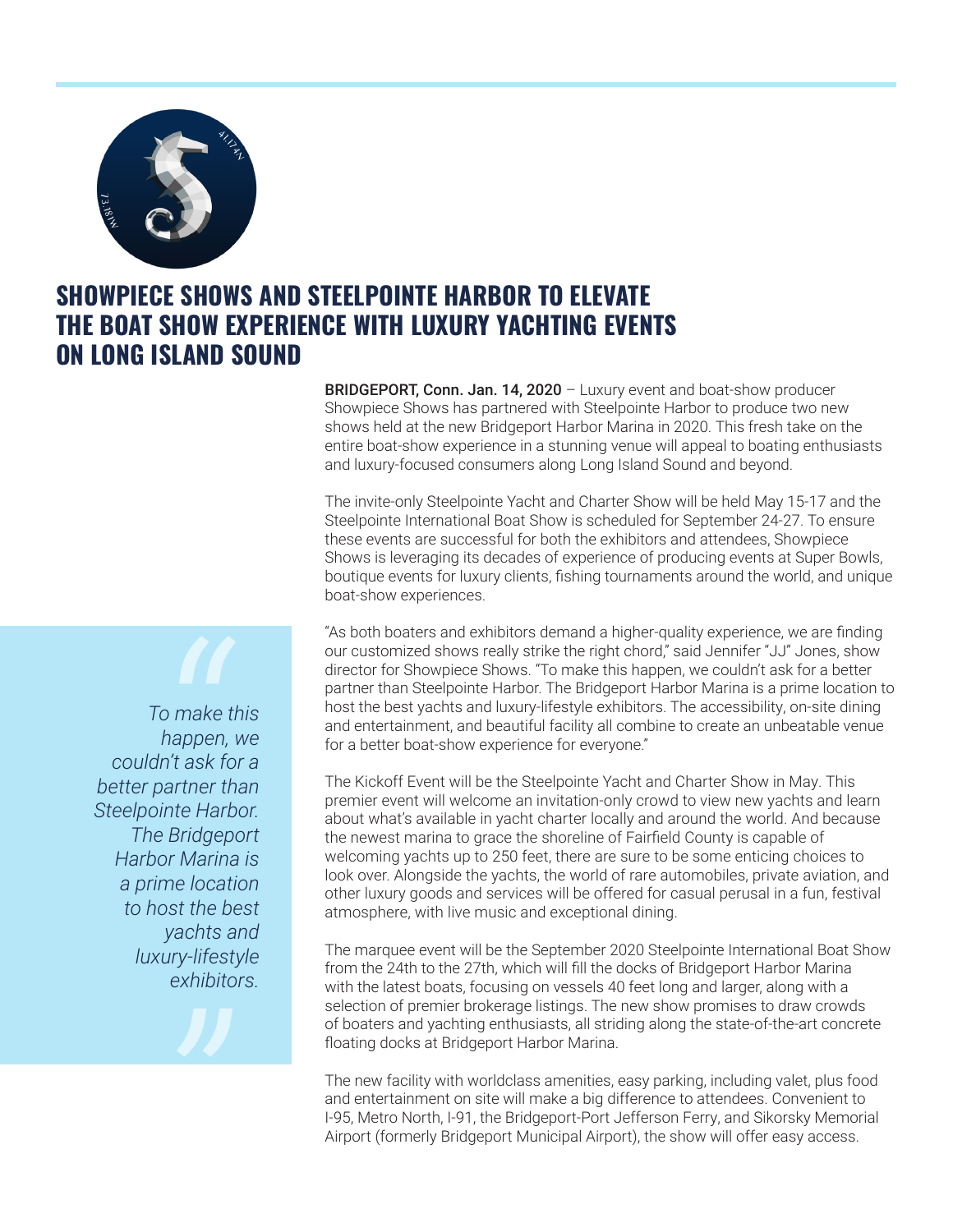# SHOWPIECE SHOWS AND STEELPOINTE HARBOR TO ELEVATE THE BOAT SHOW EXPERIENCE WITH LUXURY YACHTING EVENTS ON LONG ISLAND SOUND

**BRIDGEPORT, Conn. Jan. 14, 2020** – Luxury event and boat-show producer Showpiece Shows has partnered with Steelpointe Harbor to produce two new shows held at the new Bridgeport Harbor Marina in 2020. This fresh take on the entire boat-show experience in a stunning venue will appeal to boating enthusiasts and luxury-focused consumers along Long Island Sound and beyond.

The invite-only Steelpointe Yacht and Charter Show will be held May 15-17 and the Steelpointe International Boat Show is scheduled for September 24-27. To ensure these events are successful for both the exhibitors and attendees, Showpiece Shows is leveraging its decades of experience of producing events at Super Bowls, boutique events for luxury clients, fishing tournaments around the world, and unique boat-show experiences.

"As both boaters and exhibitors demand a higher-quality experience, we are finding our customized shows really strike the right chord," said Jennifer "JJ" Jones, show director for Showpiece Shows. "To make this happen, we couldn't ask for a better partner than Steelpointe Harbor. The Bridgeport Harbor Marina is a prime location to host the best yachts and luxury-lifestyle exhibitors. The accessibility, on-site dining and entertainment, and beautiful facility all combine to create an unbeatable venue for a better boat-show experience for everyone."

> *"To make this happen, we couldn't ask for a better partner than Steelpointe Harbor. The Bridgeport Harbor Marina is a prime location to host the best yachts and luxury-lifestyle exhibitors."*

The Kickoff Event will be the Steelpointe Yacht and Charter Show in May. This premier event will welcome an invitation-only crowd to view new yachts and learn about what's available in yacht charter locally and around the world. And because the newest marina to grace the shoreline of Fairfield County is capable of welcoming yachts up to 250 feet, there are sure to be some enticing choices to look over. Alongside the yachts, the world of rare automobiles, private aviation, and other luxury goods and services will be offered for casual perusal in a fun, festival atmosphere, with live music and exceptional dining.

The marquee event will be the September 2020 Steelpointe International Boat Show from the 24th to the 27th, which will fill the docks of Bridgeport Harbor Marina with the latest boats, focusing on vessels 40 feet long and larger, along with a selection of premier brokerage listings. The new show promises to draw crowds of boaters and yachting enthusiasts, all striding along the state-of-the-art concrete floating docks at Bridgeport Harbor Marina.

The new facility with worldclass amenities, easy parking, including valet, plus food and entertainment on site will make a big difference to attendees. Convenient to I-95, Metro North, I-91, the Bridgeport-Port Jefferson Ferry, and Sikorsky Memorial Airport (formerly Bridgeport Municipal Airport), the show will offer easy access.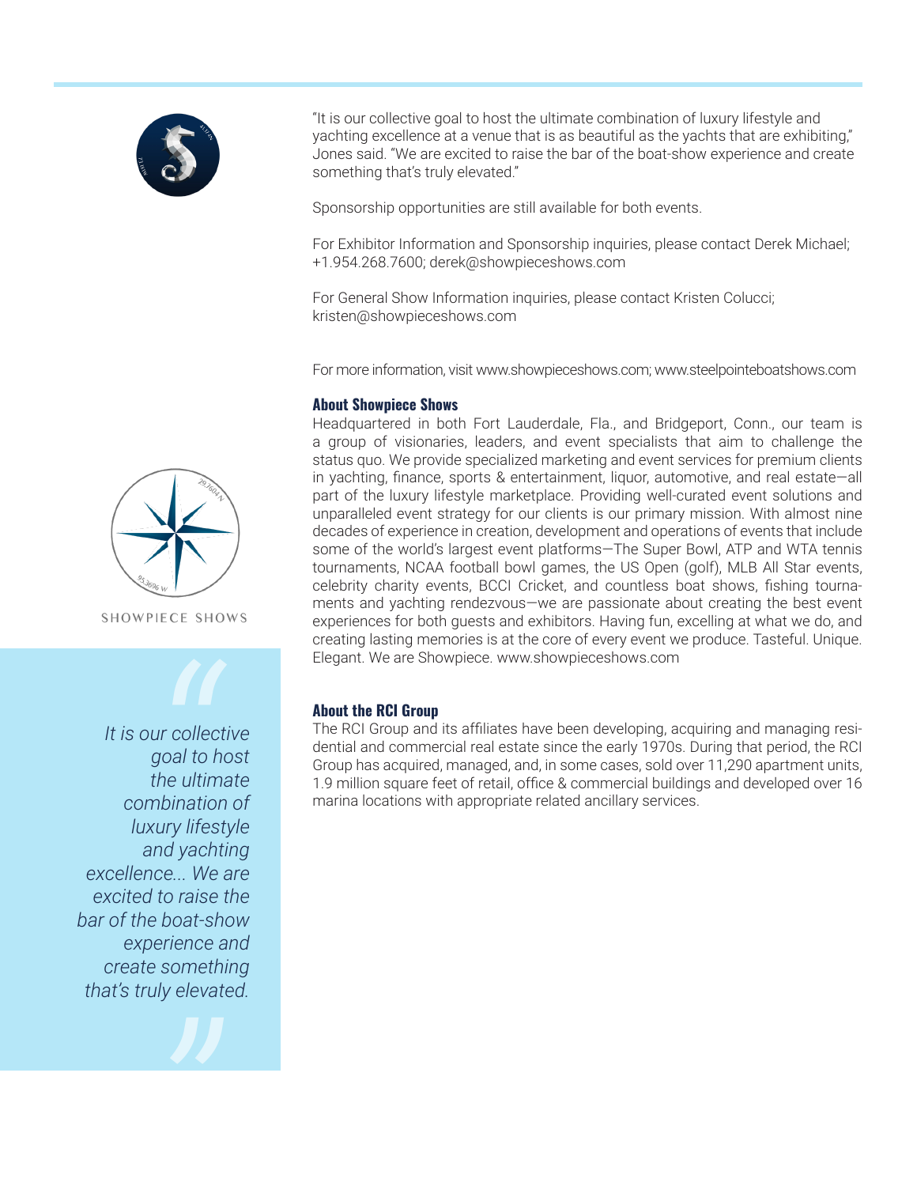"It is our collective goal to host the ultimate combination of luxury lifestyle and yachting excellence at a venue that is as beautiful as the yachts that are exhibiting," Jones said. "We are excited to raise the bar of the boat-show experience and create something that's truly elevated."

Sponsorship opportunities are still available for both events.

For Exhibitor Information and Sponsorship inquiries, please contact Derek Michael; +1.954.268.7600; derek@showpieceshows.com

For General Show Information inquiries, please contact Kristen Colucci; kristen@showpieceshows.com

For more information, visit www.showpieceshows.com; www.steelpointeboatshows.com

SHOWPIECE SHOWS

> *It is our collective goal to host the ultimate combination of luxury lifestyle and yachting excellence... We are excited to raise the bar of the boat-show experience and create something that's truly elevated.*

### About Showpiece Shows

Headquartered in both Fort Lauderdale, Fla., and Bridgeport, Conn., our team is a group of visionaries, leaders, and event specialists that aim to challenge the status quo. We provide specialized marketing and event services for premium clients in yachting, finance, sports & entertainment, liquor, automotive, and real estate—all part of the luxury lifestyle marketplace. Providing well-curated event solutions and unparalleled event strategy for our clients is our primary mission. With almost nine decades of experience in creation, development and operations of events that include some of the world's largest event platforms—The Super Bowl, ATP and WTA tennis tournaments, NCAA football bowl games, the US Open (golf), MLB All Star events, celebrity charity events, BCCI Cricket, and countless boat shows, fishing tournaments and yachting rendezvous—we are passionate about creating the best event experiences for both guests and exhibitors. Having fun, excelling at what we do, and creating lasting memories is at the core of every event we produce. Tasteful. Unique. Elegant. We are Showpiece. www.showpieceshows.com

### About the RCI Group

The RCI Group and its affiliates have been developing, acquiring and managing residential and commercial real estate since the early 1970s. During that period, the RCI Group has acquired, managed, and, in some cases, sold over 11,290 apartment units, 1.9 million square feet of retail, office & commercial buildings and developed over 16 marina locations with appropriate related ancillary services.